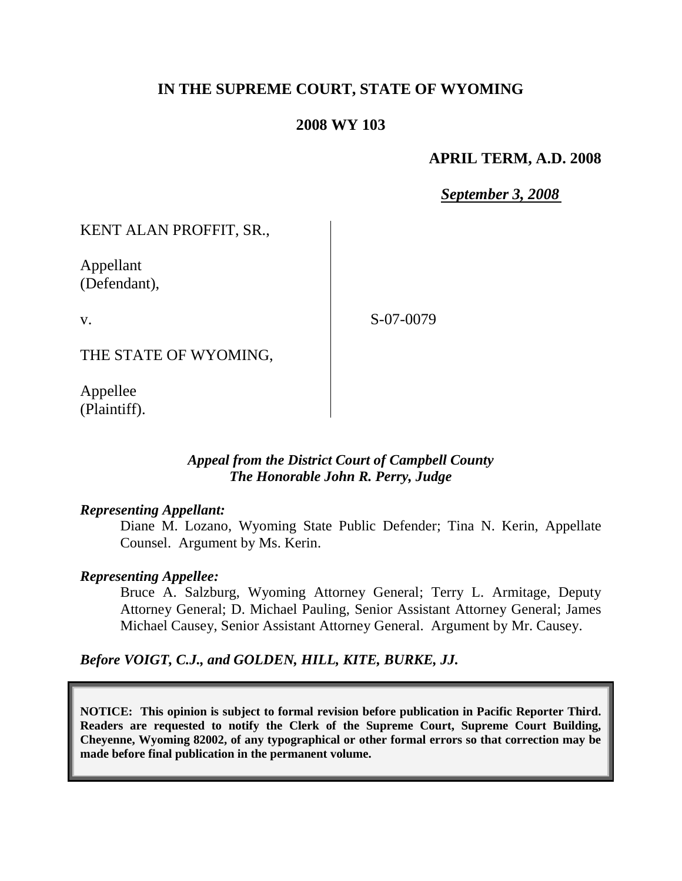# IN THE SUPREME COURT, STATE OF WYOMING

## 2008 WY 103

**APRIL TERM, A.D. 2008**

***September 3, 2008***

KENT ALAN PROFFIT, SR.,

Appellant
(Defendant),

v.

THE STATE OF WYOMING,

Appellee
(Plaintiff).

S-07-0079

***Appeal from the District Court of Campbell County***
***The Honorable John R. Perry, Judge***

***Representing Appellant:***

Diane M. Lozano, Wyoming State Public Defender; Tina N. Kerin, Appellate Counsel. Argument by Ms. Kerin.

***Representing Appellee:***

Bruce A. Salzburg, Wyoming Attorney General; Terry L. Armitage, Deputy Attorney General; D. Michael Pauling, Senior Assistant Attorney General; James Michael Causey, Senior Assistant Attorney General. Argument by Mr. Causey.

***Before VOIGT, C.J., and GOLDEN, HILL, KITE, BURKE, JJ.***

**NOTICE: This opinion is subject to formal revision before publication in Pacific Reporter Third. Readers are requested to notify the Clerk of the Supreme Court, Supreme Court Building, Cheyenne, Wyoming 82002, of any typographical or other formal errors so that correction may be made before final publication in the permanent volume.**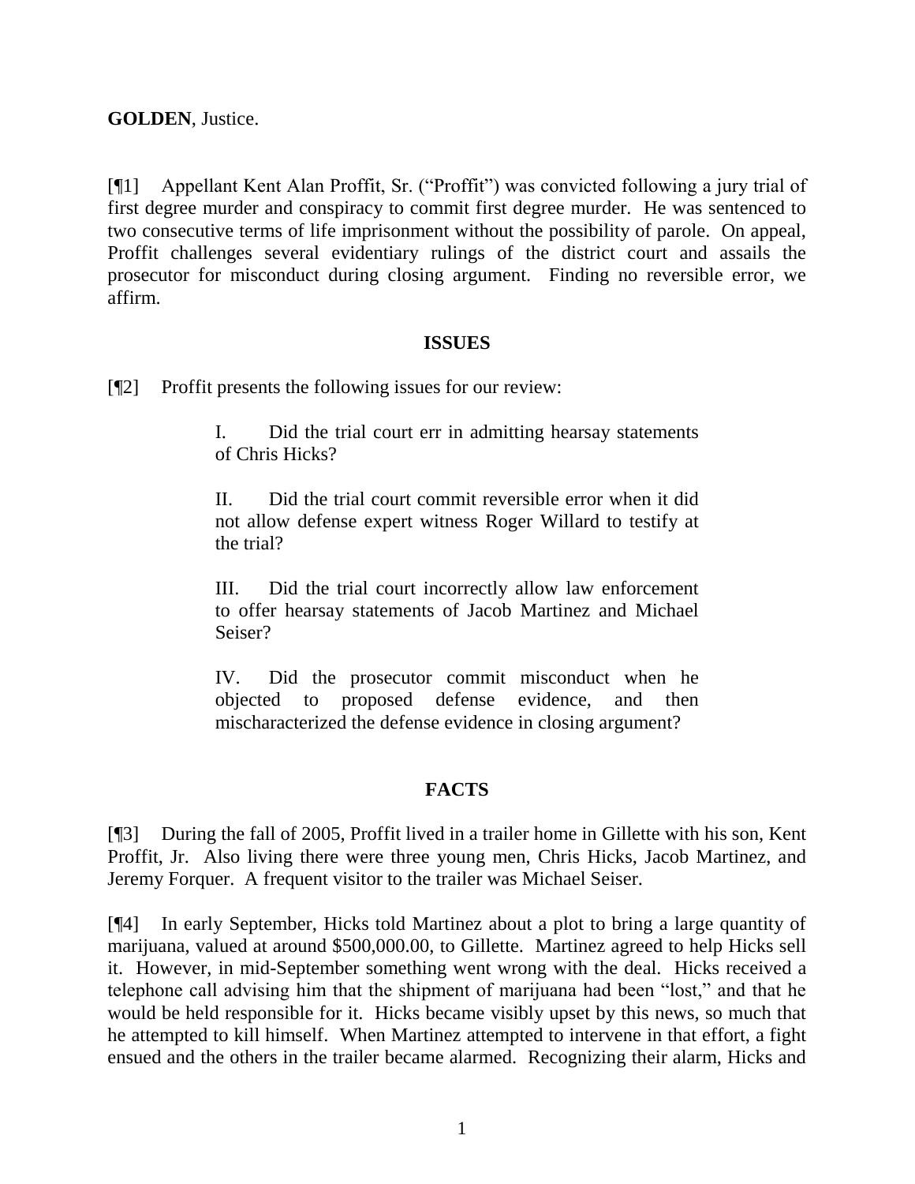**GOLDEN**, Justice.

[¶1] Appellant Kent Alan Proffit, Sr. ("Proffit") was convicted following a jury trial of first degree murder and conspiracy to commit first degree murder. He was sentenced to two consecutive terms of life imprisonment without the possibility of parole. On appeal, Proffit challenges several evidentiary rulings of the district court and assails the prosecutor for misconduct during closing argument. Finding no reversible error, we affirm.

## ISSUES

[¶2] Proffit presents the following issues for our review:

> I. Did the trial court err in admitting hearsay statements of Chris Hicks?
>
> II. Did the trial court commit reversible error when it did not allow defense expert witness Roger Willard to testify at the trial?
>
> III. Did the trial court incorrectly allow law enforcement to offer hearsay statements of Jacob Martinez and Michael Seiser?
>
> IV. Did the prosecutor commit misconduct when he objected to proposed defense evidence, and then mischaracterized the defense evidence in closing argument?

## FACTS

[¶3] During the fall of 2005, Proffit lived in a trailer home in Gillette with his son, Kent Proffit, Jr. Also living there were three young men, Chris Hicks, Jacob Martinez, and Jeremy Forquer. A frequent visitor to the trailer was Michael Seiser.

[¶4] In early September, Hicks told Martinez about a plot to bring a large quantity of marijuana, valued at around $500,000.00, to Gillette. Martinez agreed to help Hicks sell it. However, in mid-September something went wrong with the deal. Hicks received a telephone call advising him that the shipment of marijuana had been "lost," and that he would be held responsible for it. Hicks became visibly upset by this news, so much that he attempted to kill himself. When Martinez attempted to intervene in that effort, a fight ensued and the others in the trailer became alarmed. Recognizing their alarm, Hicks and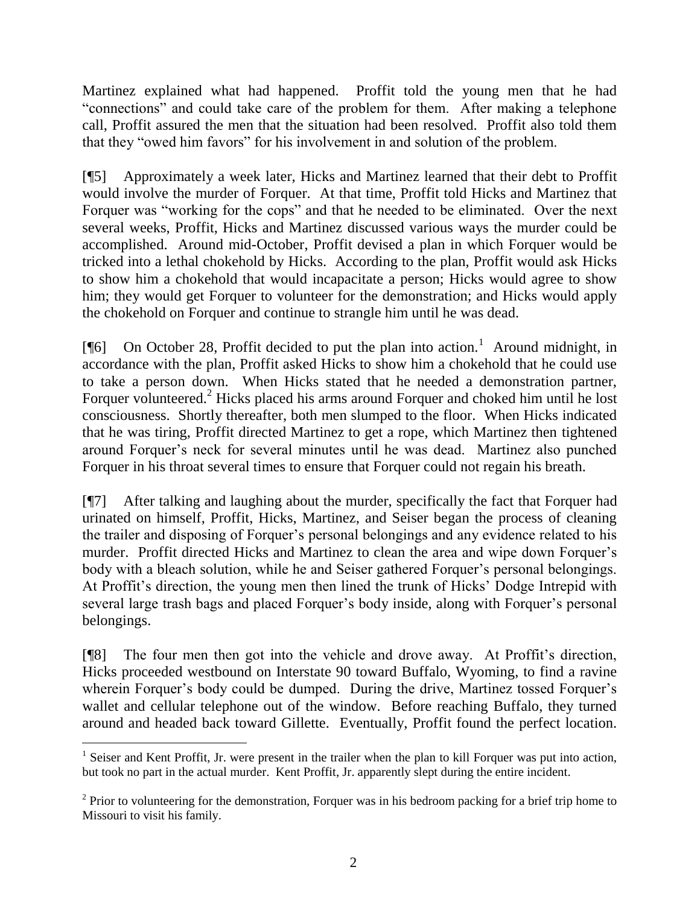Martinez explained what had happened. Proffit told the young men that he had "connections" and could take care of the problem for them. After making a telephone call, Proffit assured the men that the situation had been resolved. Proffit also told them that they "owed him favors" for his involvement in and solution of the problem.

[¶5] Approximately a week later, Hicks and Martinez learned that their debt to Proffit would involve the murder of Forquer. At that time, Proffit told Hicks and Martinez that Forquer was "working for the cops" and that he needed to be eliminated. Over the next several weeks, Proffit, Hicks and Martinez discussed various ways the murder could be accomplished. Around mid-October, Proffit devised a plan in which Forquer would be tricked into a lethal chokehold by Hicks. According to the plan, Proffit would ask Hicks to show him a chokehold that would incapacitate a person; Hicks would agree to show him; they would get Forquer to volunteer for the demonstration; and Hicks would apply the chokehold on Forquer and continue to strangle him until he was dead.

[¶6] On October 28, Proffit decided to put the plan into action.[1] Around midnight, in accordance with the plan, Proffit asked Hicks to show him a chokehold that he could use to take a person down. When Hicks stated that he needed a demonstration partner, Forquer volunteered.[2] Hicks placed his arms around Forquer and choked him until he lost consciousness. Shortly thereafter, both men slumped to the floor. When Hicks indicated that he was tiring, Proffit directed Martinez to get a rope, which Martinez then tightened around Forquer's neck for several minutes until he was dead. Martinez also punched Forquer in his throat several times to ensure that Forquer could not regain his breath.

[¶7] After talking and laughing about the murder, specifically the fact that Forquer had urinated on himself, Proffit, Hicks, Martinez, and Seiser began the process of cleaning the trailer and disposing of Forquer's personal belongings and any evidence related to his murder. Proffit directed Hicks and Martinez to clean the area and wipe down Forquer's body with a bleach solution, while he and Seiser gathered Forquer's personal belongings. At Proffit's direction, the young men then lined the trunk of Hicks' Dodge Intrepid with several large trash bags and placed Forquer's body inside, along with Forquer's personal belongings.

[¶8] The four men then got into the vehicle and drove away. At Proffit's direction, Hicks proceeded westbound on Interstate 90 toward Buffalo, Wyoming, to find a ravine wherein Forquer's body could be dumped. During the drive, Martinez tossed Forquer's wallet and cellular telephone out of the window. Before reaching Buffalo, they turned around and headed back toward Gillette. Eventually, Proffit found the perfect location.

---

[1] Seiser and Kent Proffit, Jr. were present in the trailer when the plan to kill Forquer was put into action, but took no part in the actual murder. Kent Proffit, Jr. apparently slept during the entire incident.

[2] Prior to volunteering for the demonstration, Forquer was in his bedroom packing for a brief trip home to Missouri to visit his family.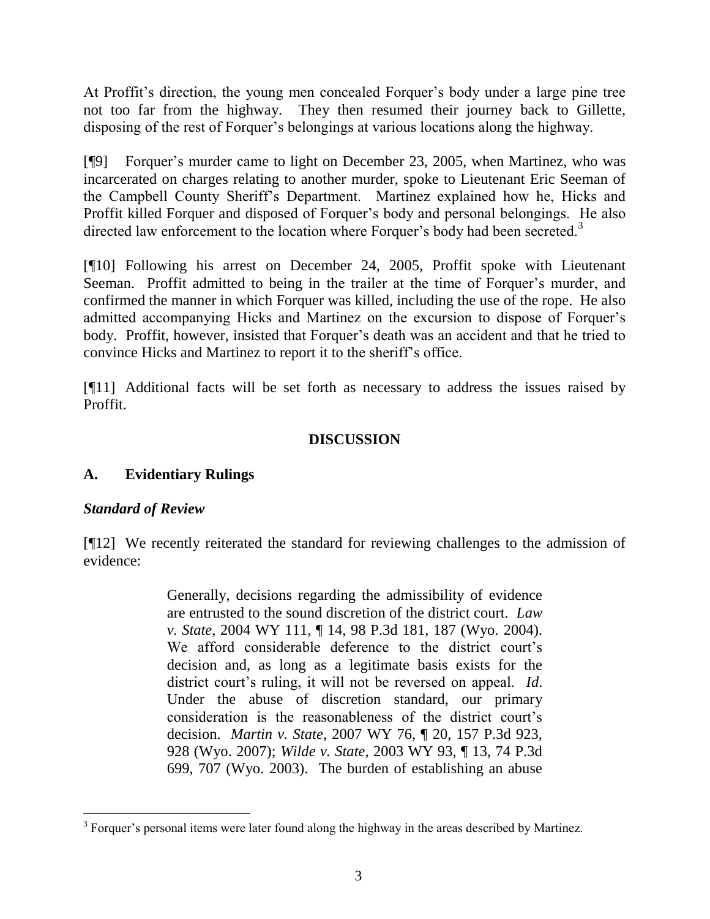At Proffit's direction, the young men concealed Forquer's body under a large pine tree not too far from the highway. They then resumed their journey back to Gillette, disposing of the rest of Forquer's belongings at various locations along the highway.

[¶9] Forquer's murder came to light on December 23, 2005, when Martinez, who was incarcerated on charges relating to another murder, spoke to Lieutenant Eric Seeman of the Campbell County Sheriff's Department. Martinez explained how he, Hicks and Proffit killed Forquer and disposed of Forquer's body and personal belongings. He also directed law enforcement to the location where Forquer's body had been secreted.[3]

[¶10] Following his arrest on December 24, 2005, Proffit spoke with Lieutenant Seeman. Proffit admitted to being in the trailer at the time of Forquer's murder, and confirmed the manner in which Forquer was killed, including the use of the rope. He also admitted accompanying Hicks and Martinez on the excursion to dispose of Forquer's body. Proffit, however, insisted that Forquer's death was an accident and that he tried to convince Hicks and Martinez to report it to the sheriff's office.

[¶11] Additional facts will be set forth as necessary to address the issues raised by Proffit.

## DISCUSSION

### A. Evidentiary Rulings

#### *Standard of Review*

[¶12] We recently reiterated the standard for reviewing challenges to the admission of evidence:

> Generally, decisions regarding the admissibility of evidence are entrusted to the sound discretion of the district court. *Law v. State*, 2004 WY 111, ¶ 14, 98 P.3d 181, 187 (Wyo. 2004). We afford considerable deference to the district court's decision and, as long as a legitimate basis exists for the district court's ruling, it will not be reversed on appeal. *Id*. Under the abuse of discretion standard, our primary consideration is the reasonableness of the district court's decision. *Martin v. State*, 2007 WY 76, ¶ 20, 157 P.3d 923, 928 (Wyo. 2007); *Wilde v. State*, 2003 WY 93, ¶ 13, 74 P.3d 699, 707 (Wyo. 2003). The burden of establishing an abuse

[3] Forquer's personal items were later found along the highway in the areas described by Martinez.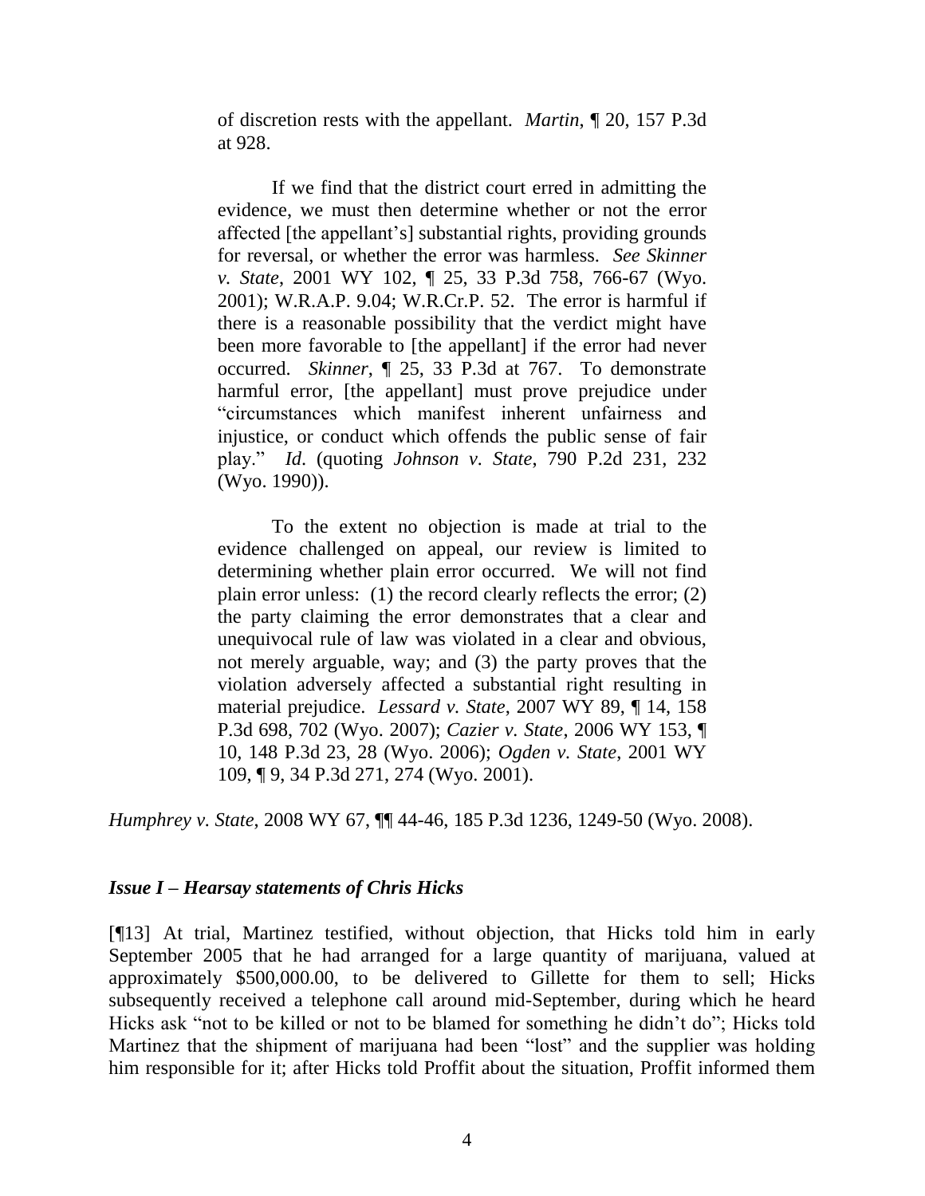> of discretion rests with the appellant. *Martin*, ¶ 20, 157 P.3d at 928.
>
> If we find that the district court erred in admitting the evidence, we must then determine whether or not the error affected [the appellant's] substantial rights, providing grounds for reversal, or whether the error was harmless. *See Skinner v. State*, 2001 WY 102, ¶ 25, 33 P.3d 758, 766-67 (Wyo. 2001); W.R.A.P. 9.04; W.R.Cr.P. 52. The error is harmful if there is a reasonable possibility that the verdict might have been more favorable to [the appellant] if the error had never occurred. *Skinner*, ¶ 25, 33 P.3d at 767. To demonstrate harmful error, [the appellant] must prove prejudice under "circumstances which manifest inherent unfairness and injustice, or conduct which offends the public sense of fair play." *Id.* (quoting *Johnson v. State*, 790 P.2d 231, 232 (Wyo. 1990)).
>
> To the extent no objection is made at trial to the evidence challenged on appeal, our review is limited to determining whether plain error occurred. We will not find plain error unless: (1) the record clearly reflects the error; (2) the party claiming the error demonstrates that a clear and unequivocal rule of law was violated in a clear and obvious, not merely arguable, way; and (3) the party proves that the violation adversely affected a substantial right resulting in material prejudice. *Lessard v. State*, 2007 WY 89, ¶ 14, 158 P.3d 698, 702 (Wyo. 2007); *Cazier v. State*, 2006 WY 153, ¶ 10, 148 P.3d 23, 28 (Wyo. 2006); *Ogden v. State*, 2001 WY 109, ¶ 9, 34 P.3d 271, 274 (Wyo. 2001).

*Humphrey v. State*, 2008 WY 67, ¶¶ 44-46, 185 P.3d 1236, 1249-50 (Wyo. 2008).

### *Issue I – Hearsay statements of Chris Hicks*

[¶13] At trial, Martinez testified, without objection, that Hicks told him in early September 2005 that he had arranged for a large quantity of marijuana, valued at approximately $500,000.00, to be delivered to Gillette for them to sell; Hicks subsequently received a telephone call around mid-September, during which he heard Hicks ask "not to be killed or not to be blamed for something he didn't do"; Hicks told Martinez that the shipment of marijuana had been "lost" and the supplier was holding him responsible for it; after Hicks told Proffit about the situation, Proffit informed them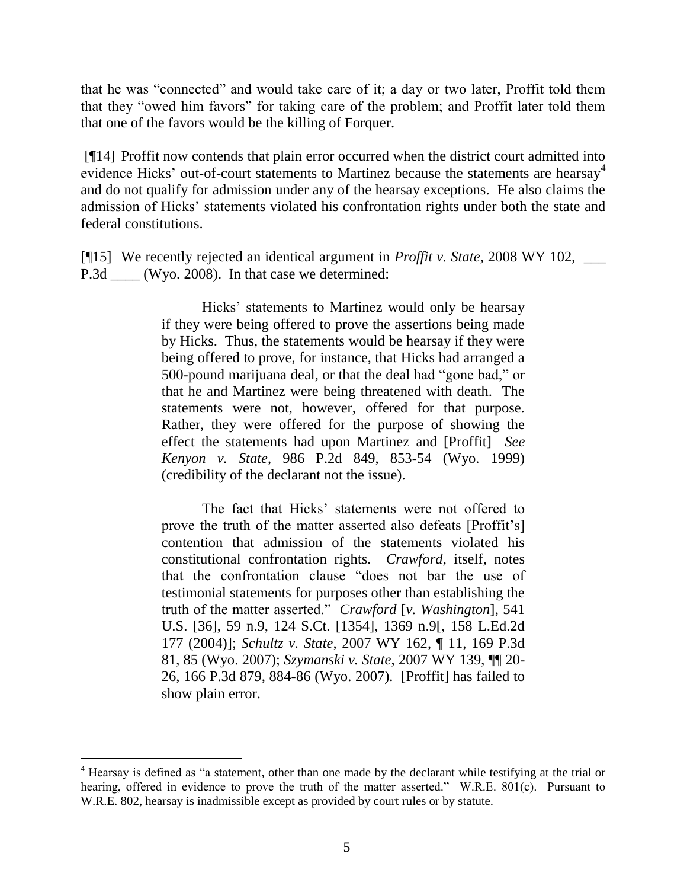that he was "connected" and would take care of it; a day or two later, Proffit told them that they "owed him favors" for taking care of the problem; and Proffit later told them that one of the favors would be the killing of Forquer.

[¶14] Proffit now contends that plain error occurred when the district court admitted into evidence Hicks' out-of-court statements to Martinez because the statements are hearsay[4] and do not qualify for admission under any of the hearsay exceptions. He also claims the admission of Hicks' statements violated his confrontation rights under both the state and federal constitutions.

[¶15] We recently rejected an identical argument in *Proffit v. State*, 2008 WY 102, ___ P.3d ____ (Wyo. 2008). In that case we determined:

> Hicks' statements to Martinez would only be hearsay if they were being offered to prove the assertions being made by Hicks. Thus, the statements would be hearsay if they were being offered to prove, for instance, that Hicks had arranged a 500-pound marijuana deal, or that the deal had "gone bad," or that he and Martinez were being threatened with death. The statements were not, however, offered for that purpose. Rather, they were offered for the purpose of showing the effect the statements had upon Martinez and [Proffit] *See Kenyon v. State*, 986 P.2d 849, 853-54 (Wyo. 1999) (credibility of the declarant not the issue).
>
> The fact that Hicks' statements were not offered to prove the truth of the matter asserted also defeats [Proffit's] contention that admission of the statements violated his constitutional confrontation rights. *Crawford*, itself, notes that the confrontation clause "does not bar the use of testimonial statements for purposes other than establishing the truth of the matter asserted." *Crawford* [*v. Washington*], 541 U.S. [36], 59 n.9, 124 S.Ct. [1354], 1369 n.9[, 158 L.Ed.2d 177 (2004)]; *Schultz v. State*, 2007 WY 162, ¶ 11, 169 P.3d 81, 85 (Wyo. 2007); *Szymanski v. State*, 2007 WY 139, ¶¶ 20-26, 166 P.3d 879, 884-86 (Wyo. 2007). [Proffit] has failed to show plain error.

---

[4] Hearsay is defined as "a statement, other than one made by the declarant while testifying at the trial or hearing, offered in evidence to prove the truth of the matter asserted." W.R.E. 801(c). Pursuant to W.R.E. 802, hearsay is inadmissible except as provided by court rules or by statute.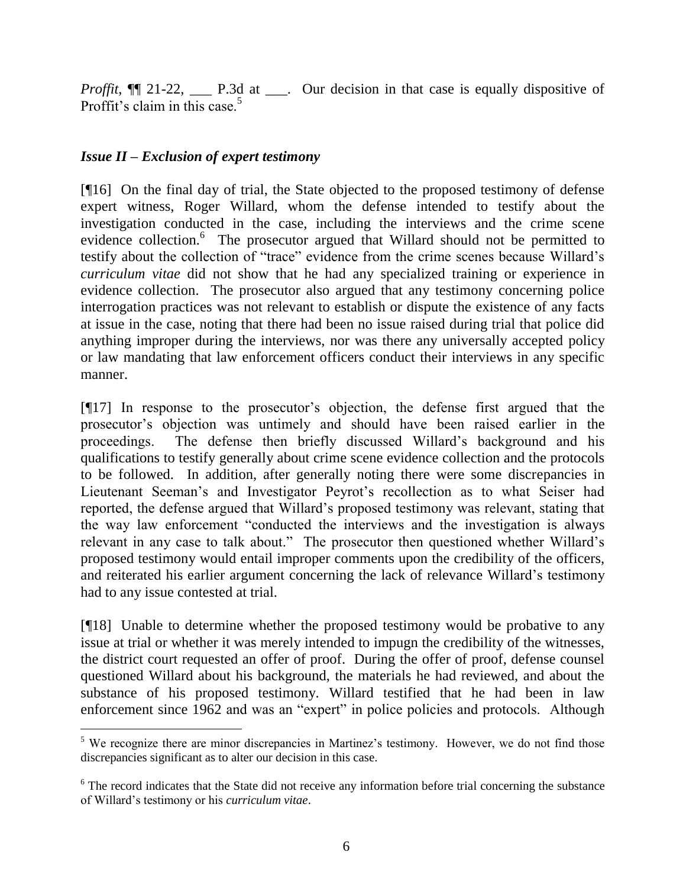*Proffit*, ¶¶ 21-22, ___ P.3d at ___. Our decision in that case is equally dispositive of Proffit's claim in this case.[5]

### *Issue II – Exclusion of expert testimony*

[¶16] On the final day of trial, the State objected to the proposed testimony of defense expert witness, Roger Willard, whom the defense intended to testify about the investigation conducted in the case, including the interviews and the crime scene evidence collection.[6] The prosecutor argued that Willard should not be permitted to testify about the collection of "trace" evidence from the crime scenes because Willard's *curriculum vitae* did not show that he had any specialized training or experience in evidence collection. The prosecutor also argued that any testimony concerning police interrogation practices was not relevant to establish or dispute the existence of any facts at issue in the case, noting that there had been no issue raised during trial that police did anything improper during the interviews, nor was there any universally accepted policy or law mandating that law enforcement officers conduct their interviews in any specific manner.

[¶17] In response to the prosecutor's objection, the defense first argued that the prosecutor's objection was untimely and should have been raised earlier in the proceedings. The defense then briefly discussed Willard's background and his qualifications to testify generally about crime scene evidence collection and the protocols to be followed. In addition, after generally noting there were some discrepancies in Lieutenant Seeman's and Investigator Peyrot's recollection as to what Seiser had reported, the defense argued that Willard's proposed testimony was relevant, stating that the way law enforcement "conducted the interviews and the investigation is always relevant in any case to talk about." The prosecutor then questioned whether Willard's proposed testimony would entail improper comments upon the credibility of the officers, and reiterated his earlier argument concerning the lack of relevance Willard's testimony had to any issue contested at trial.

[¶18] Unable to determine whether the proposed testimony would be probative to any issue at trial or whether it was merely intended to impugn the credibility of the witnesses, the district court requested an offer of proof. During the offer of proof, defense counsel questioned Willard about his background, the materials he had reviewed, and about the substance of his proposed testimony. Willard testified that he had been in law enforcement since 1962 and was an "expert" in police policies and protocols. Although

---

[5] We recognize there are minor discrepancies in Martinez's testimony. However, we do not find those discrepancies significant as to alter our decision in this case.

[6] The record indicates that the State did not receive any information before trial concerning the substance of Willard's testimony or his *curriculum vitae*.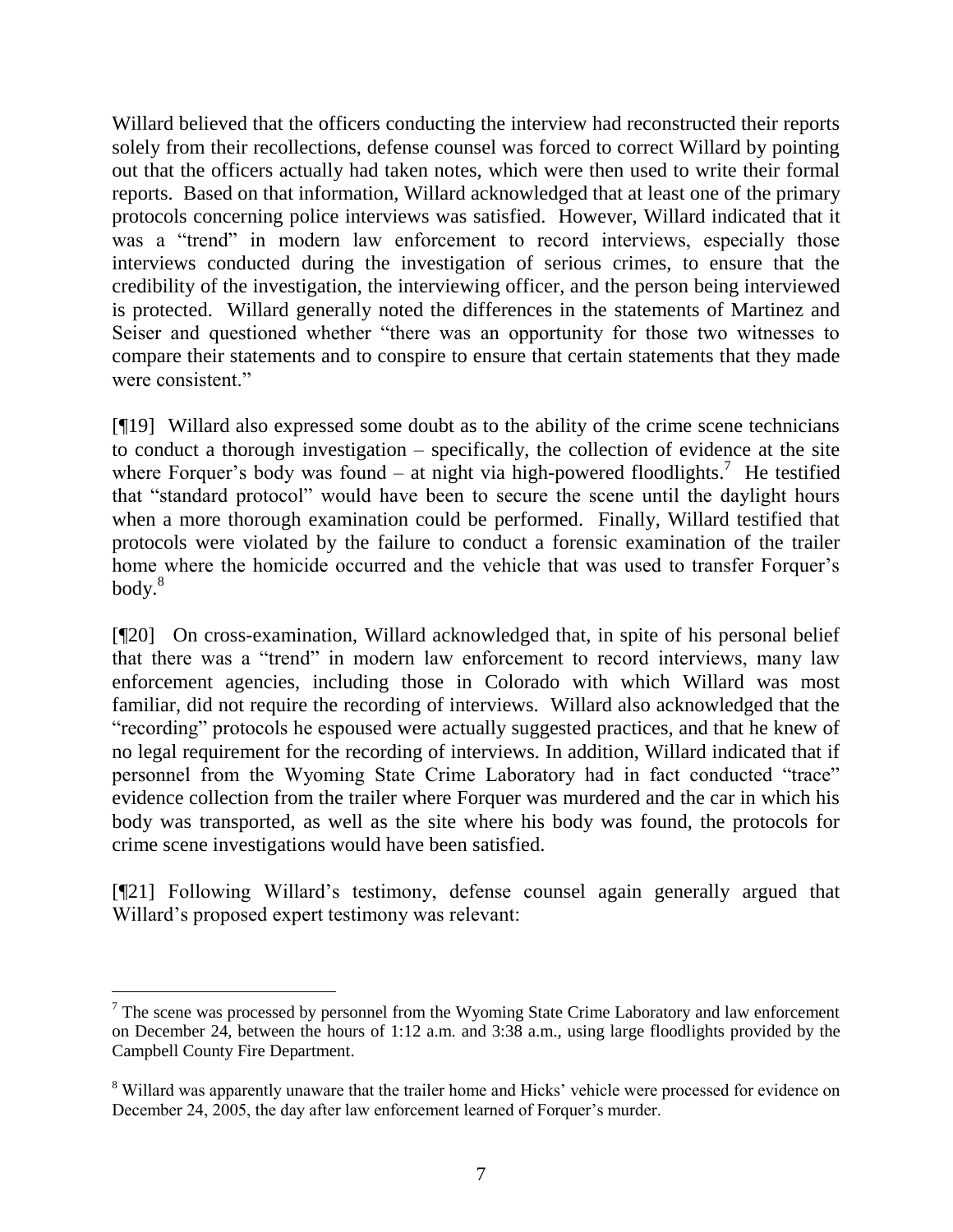Willard believed that the officers conducting the interview had reconstructed their reports solely from their recollections, defense counsel was forced to correct Willard by pointing out that the officers actually had taken notes, which were then used to write their formal reports. Based on that information, Willard acknowledged that at least one of the primary protocols concerning police interviews was satisfied. However, Willard indicated that it was a "trend" in modern law enforcement to record interviews, especially those interviews conducted during the investigation of serious crimes, to ensure that the credibility of the investigation, the interviewing officer, and the person being interviewed is protected. Willard generally noted the differences in the statements of Martinez and Seiser and questioned whether "there was an opportunity for those two witnesses to compare their statements and to conspire to ensure that certain statements that they made were consistent."

[¶19] Willard also expressed some doubt as to the ability of the crime scene technicians to conduct a thorough investigation – specifically, the collection of evidence at the site where Forquer's body was found – at night via high-powered floodlights.[7] He testified that "standard protocol" would have been to secure the scene until the daylight hours when a more thorough examination could be performed. Finally, Willard testified that protocols were violated by the failure to conduct a forensic examination of the trailer home where the homicide occurred and the vehicle that was used to transfer Forquer's body.[8]

[¶20] On cross-examination, Willard acknowledged that, in spite of his personal belief that there was a "trend" in modern law enforcement to record interviews, many law enforcement agencies, including those in Colorado with which Willard was most familiar, did not require the recording of interviews. Willard also acknowledged that the "recording" protocols he espoused were actually suggested practices, and that he knew of no legal requirement for the recording of interviews. In addition, Willard indicated that if personnel from the Wyoming State Crime Laboratory had in fact conducted "trace" evidence collection from the trailer where Forquer was murdered and the car in which his body was transported, as well as the site where his body was found, the protocols for crime scene investigations would have been satisfied.

[¶21] Following Willard's testimony, defense counsel again generally argued that Willard's proposed expert testimony was relevant:

---

[7] The scene was processed by personnel from the Wyoming State Crime Laboratory and law enforcement on December 24, between the hours of 1:12 a.m. and 3:38 a.m., using large floodlights provided by the Campbell County Fire Department.

[8] Willard was apparently unaware that the trailer home and Hicks' vehicle were processed for evidence on December 24, 2005, the day after law enforcement learned of Forquer's murder.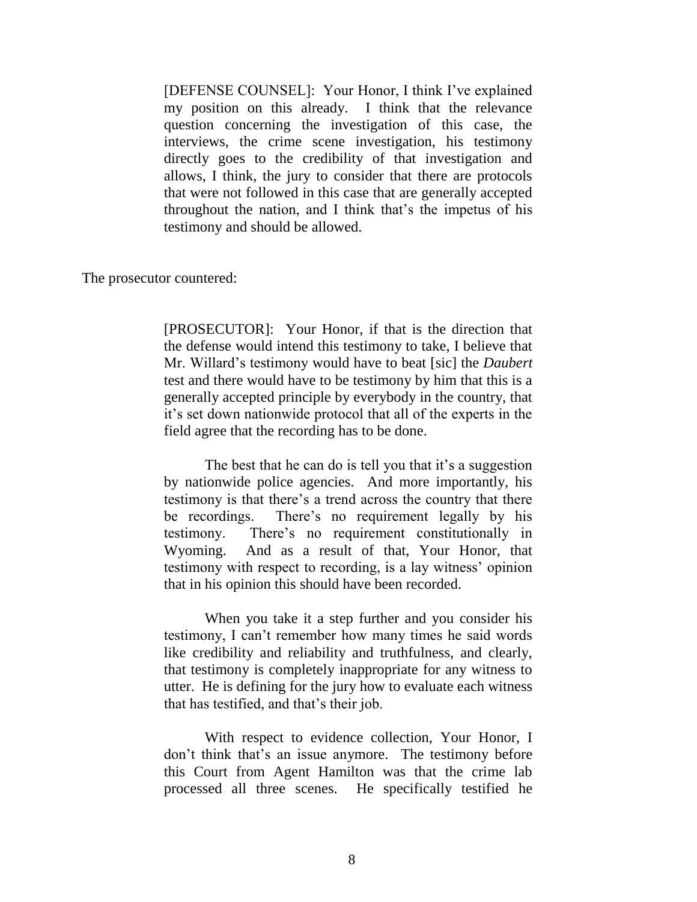> [DEFENSE COUNSEL]: Your Honor, I think I've explained my position on this already. I think that the relevance question concerning the investigation of this case, the interviews, the crime scene investigation, his testimony directly goes to the credibility of that investigation and allows, I think, the jury to consider that there are protocols that were not followed in this case that are generally accepted throughout the nation, and I think that's the impetus of his testimony and should be allowed.

The prosecutor countered:

> [PROSECUTOR]: Your Honor, if that is the direction that the defense would intend this testimony to take, I believe that Mr. Willard's testimony would have to beat [sic] the *Daubert* test and there would have to be testimony by him that this is a generally accepted principle by everybody in the country, that it's set down nationwide protocol that all of the experts in the field agree that the recording has to be done.
>
> The best that he can do is tell you that it's a suggestion by nationwide police agencies. And more importantly, his testimony is that there's a trend across the country that there be recordings. There's no requirement legally by his testimony. There's no requirement constitutionally in Wyoming. And as a result of that, Your Honor, that testimony with respect to recording, is a lay witness' opinion that in his opinion this should have been recorded.
>
> When you take it a step further and you consider his testimony, I can't remember how many times he said words like credibility and reliability and truthfulness, and clearly, that testimony is completely inappropriate for any witness to utter. He is defining for the jury how to evaluate each witness that has testified, and that's their job.
>
> With respect to evidence collection, Your Honor, I don't think that's an issue anymore. The testimony before this Court from Agent Hamilton was that the crime lab processed all three scenes. He specifically testified he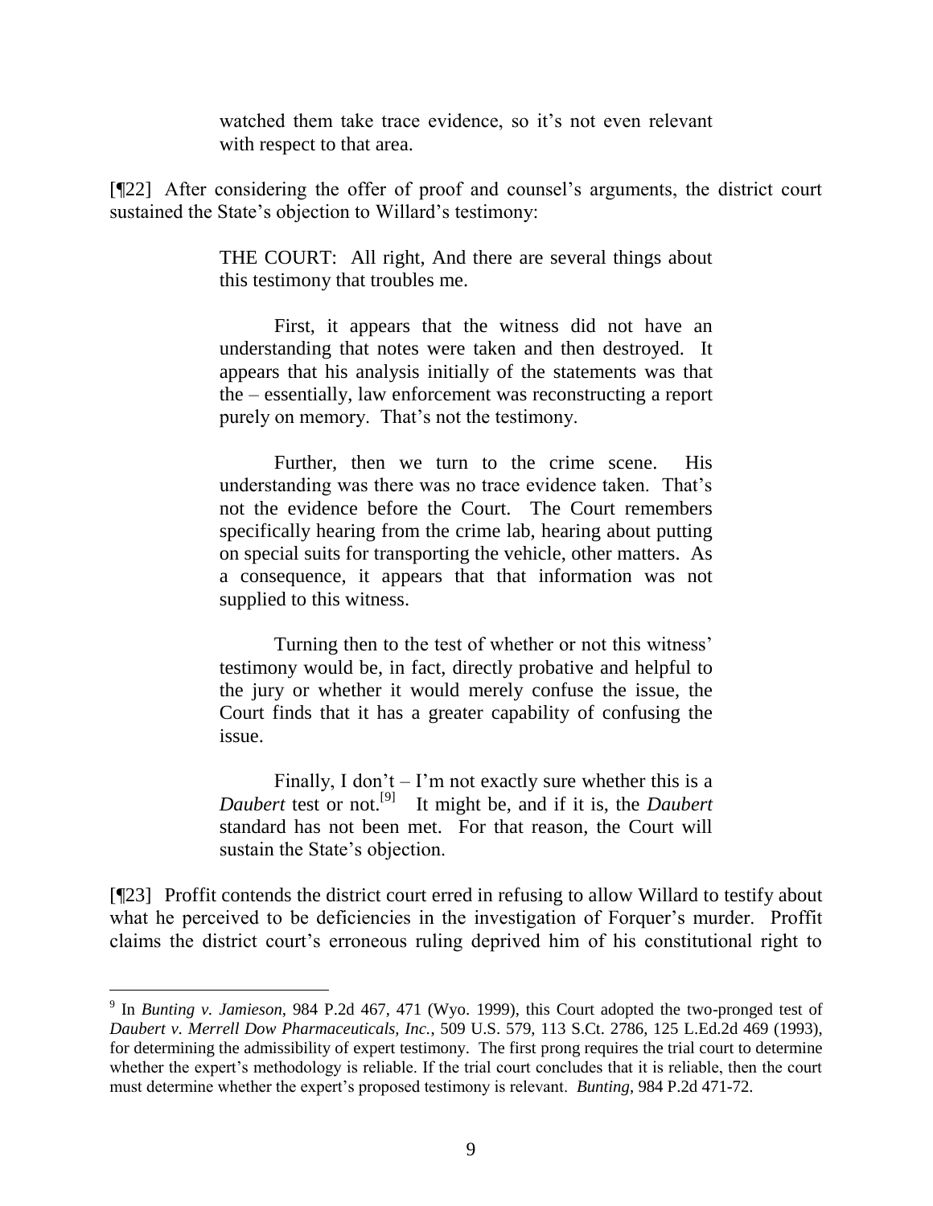> watched them take trace evidence, so it's not even relevant with respect to that area.

[¶22] After considering the offer of proof and counsel's arguments, the district court sustained the State's objection to Willard's testimony:

> THE COURT: All right, And there are several things about this testimony that troubles me.
>
> First, it appears that the witness did not have an understanding that notes were taken and then destroyed. It appears that his analysis initially of the statements was that the – essentially, law enforcement was reconstructing a report purely on memory. That's not the testimony.
>
> Further, then we turn to the crime scene. His understanding was there was no trace evidence taken. That's not the evidence before the Court. The Court remembers specifically hearing from the crime lab, hearing about putting on special suits for transporting the vehicle, other matters. As a consequence, it appears that that information was not supplied to this witness.
>
> Turning then to the test of whether or not this witness' testimony would be, in fact, directly probative and helpful to the jury or whether it would merely confuse the issue, the Court finds that it has a greater capability of confusing the issue.
>
> Finally, I don't – I'm not exactly sure whether this is a *Daubert* test or not.[9] It might be, and if it is, the *Daubert* standard has not been met. For that reason, the Court will sustain the State's objection.

[¶23] Proffit contends the district court erred in refusing to allow Willard to testify about what he perceived to be deficiencies in the investigation of Forquer's murder. Proffit claims the district court's erroneous ruling deprived him of his constitutional right to

---

[9] In *Bunting v. Jamieson*, 984 P.2d 467, 471 (Wyo. 1999), this Court adopted the two-pronged test of *Daubert v. Merrell Dow Pharmaceuticals, Inc.*, 509 U.S. 579, 113 S.Ct. 2786, 125 L.Ed.2d 469 (1993), for determining the admissibility of expert testimony. The first prong requires the trial court to determine whether the expert's methodology is reliable. If the trial court concludes that it is reliable, then the court must determine whether the expert's proposed testimony is relevant. *Bunting*, 984 P.2d 471-72.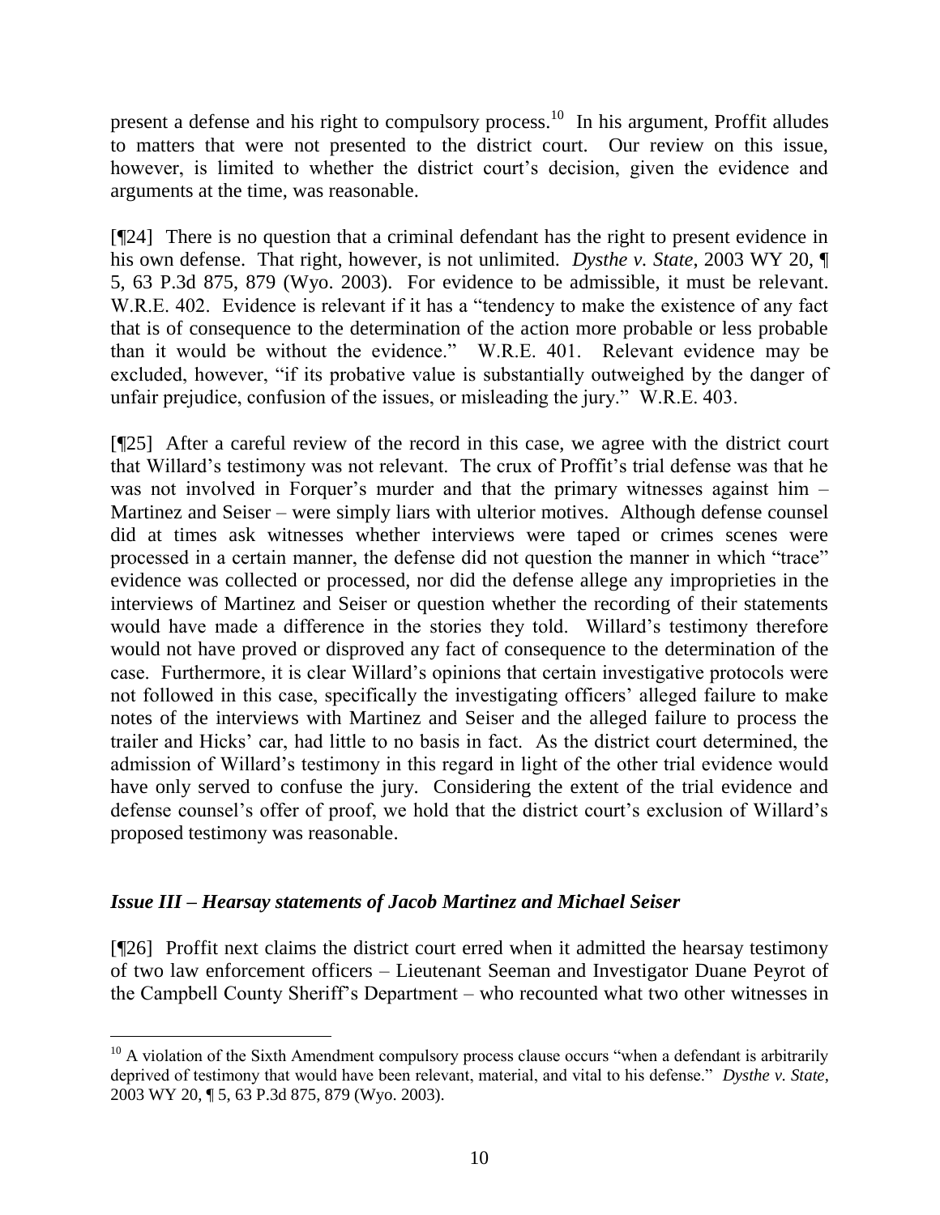present a defense and his right to compulsory process.[10] In his argument, Proffit alludes to matters that were not presented to the district court. Our review on this issue, however, is limited to whether the district court's decision, given the evidence and arguments at the time, was reasonable.

[¶24] There is no question that a criminal defendant has the right to present evidence in his own defense. That right, however, is not unlimited. *Dysthe v. State*, 2003 WY 20, ¶ 5, 63 P.3d 875, 879 (Wyo. 2003). For evidence to be admissible, it must be relevant. W.R.E. 402. Evidence is relevant if it has a "tendency to make the existence of any fact that is of consequence to the determination of the action more probable or less probable than it would be without the evidence." W.R.E. 401. Relevant evidence may be excluded, however, "if its probative value is substantially outweighed by the danger of unfair prejudice, confusion of the issues, or misleading the jury." W.R.E. 403.

[¶25] After a careful review of the record in this case, we agree with the district court that Willard's testimony was not relevant. The crux of Proffit's trial defense was that he was not involved in Forquer's murder and that the primary witnesses against him – Martinez and Seiser – were simply liars with ulterior motives. Although defense counsel did at times ask witnesses whether interviews were taped or crimes scenes were processed in a certain manner, the defense did not question the manner in which "trace" evidence was collected or processed, nor did the defense allege any improprieties in the interviews of Martinez and Seiser or question whether the recording of their statements would have made a difference in the stories they told. Willard's testimony therefore would not have proved or disproved any fact of consequence to the determination of the case. Furthermore, it is clear Willard's opinions that certain investigative protocols were not followed in this case, specifically the investigating officers' alleged failure to make notes of the interviews with Martinez and Seiser and the alleged failure to process the trailer and Hicks' car, had little to no basis in fact. As the district court determined, the admission of Willard's testimony in this regard in light of the other trial evidence would have only served to confuse the jury. Considering the extent of the trial evidence and defense counsel's offer of proof, we hold that the district court's exclusion of Willard's proposed testimony was reasonable.

### *Issue III – Hearsay statements of Jacob Martinez and Michael Seiser*

[¶26] Proffit next claims the district court erred when it admitted the hearsay testimony of two law enforcement officers – Lieutenant Seeman and Investigator Duane Peyrot of the Campbell County Sheriff's Department – who recounted what two other witnesses in

---

[10] A violation of the Sixth Amendment compulsory process clause occurs "when a defendant is arbitrarily deprived of testimony that would have been relevant, material, and vital to his defense." *Dysthe v. State*, 2003 WY 20, ¶ 5, 63 P.3d 875, 879 (Wyo. 2003).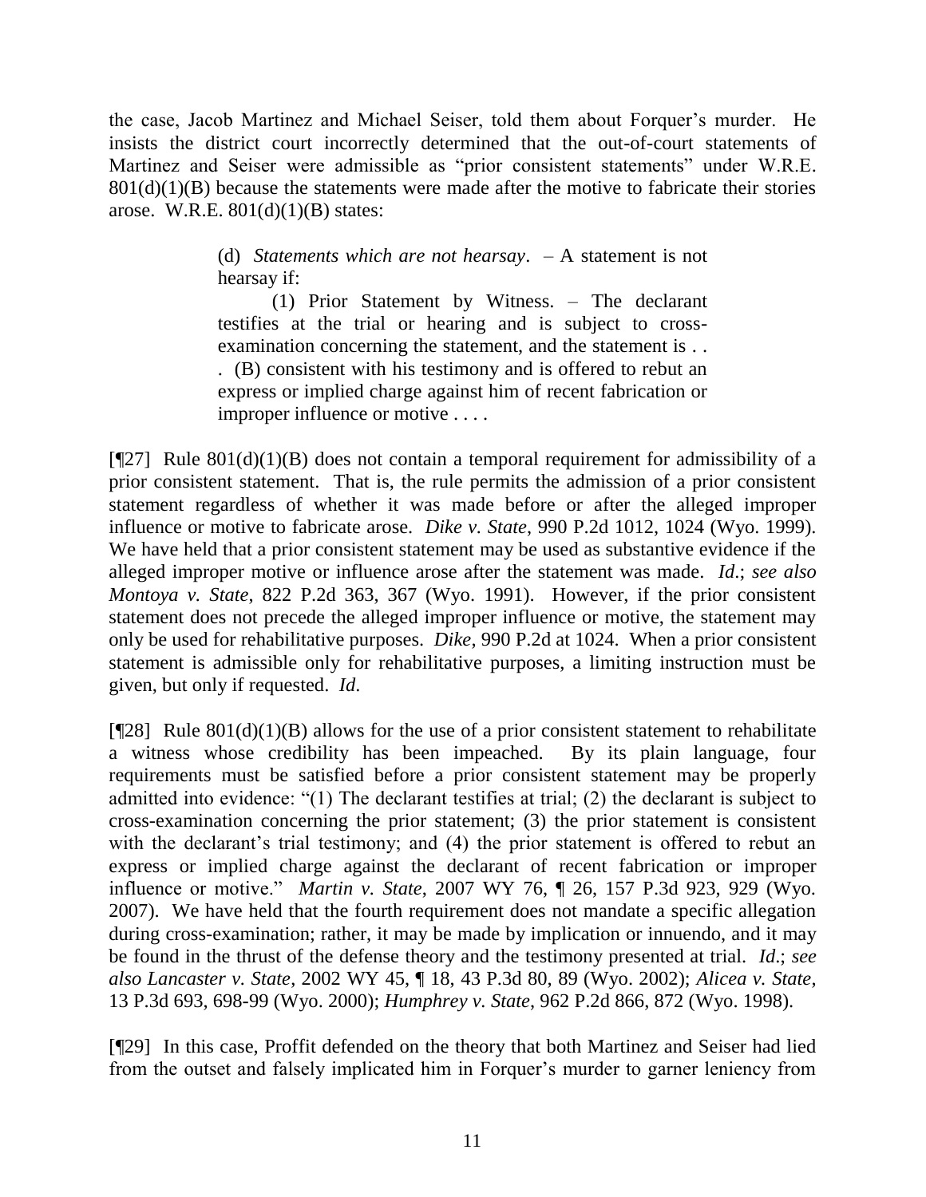the case, Jacob Martinez and Michael Seiser, told them about Forquer's murder. He insists the district court incorrectly determined that the out-of-court statements of Martinez and Seiser were admissible as "prior consistent statements" under W.R.E. 801(d)(1)(B) because the statements were made after the motive to fabricate their stories arose. W.R.E. 801(d)(1)(B) states:

> (d) *Statements which are not hearsay*. – A statement is not hearsay if:
>
> (1) Prior Statement by Witness. – The declarant testifies at the trial or hearing and is subject to cross-examination concerning the statement, and the statement is . . . (B) consistent with his testimony and is offered to rebut an express or implied charge against him of recent fabrication or improper influence or motive . . . .

[¶27] Rule 801(d)(1)(B) does not contain a temporal requirement for admissibility of a prior consistent statement. That is, the rule permits the admission of a prior consistent statement regardless of whether it was made before or after the alleged improper influence or motive to fabricate arose. *Dike v. State*, 990 P.2d 1012, 1024 (Wyo. 1999). We have held that a prior consistent statement may be used as substantive evidence if the alleged improper motive or influence arose after the statement was made. *Id*.; *see also Montoya v. State*, 822 P.2d 363, 367 (Wyo. 1991). However, if the prior consistent statement does not precede the alleged improper influence or motive, the statement may only be used for rehabilitative purposes. *Dike*, 990 P.2d at 1024. When a prior consistent statement is admissible only for rehabilitative purposes, a limiting instruction must be given, but only if requested. *Id*.

[¶28] Rule 801(d)(1)(B) allows for the use of a prior consistent statement to rehabilitate a witness whose credibility has been impeached. By its plain language, four requirements must be satisfied before a prior consistent statement may be properly admitted into evidence: "(1) The declarant testifies at trial; (2) the declarant is subject to cross-examination concerning the prior statement; (3) the prior statement is consistent with the declarant's trial testimony; and (4) the prior statement is offered to rebut an express or implied charge against the declarant of recent fabrication or improper influence or motive." *Martin v. State*, 2007 WY 76, ¶ 26, 157 P.3d 923, 929 (Wyo. 2007). We have held that the fourth requirement does not mandate a specific allegation during cross-examination; rather, it may be made by implication or innuendo, and it may be found in the thrust of the defense theory and the testimony presented at trial. *Id*.; *see also Lancaster v. State*, 2002 WY 45, ¶ 18, 43 P.3d 80, 89 (Wyo. 2002); *Alicea v. State*, 13 P.3d 693, 698-99 (Wyo. 2000); *Humphrey v. State*, 962 P.2d 866, 872 (Wyo. 1998).

[¶29] In this case, Proffit defended on the theory that both Martinez and Seiser had lied from the outset and falsely implicated him in Forquer's murder to garner leniency from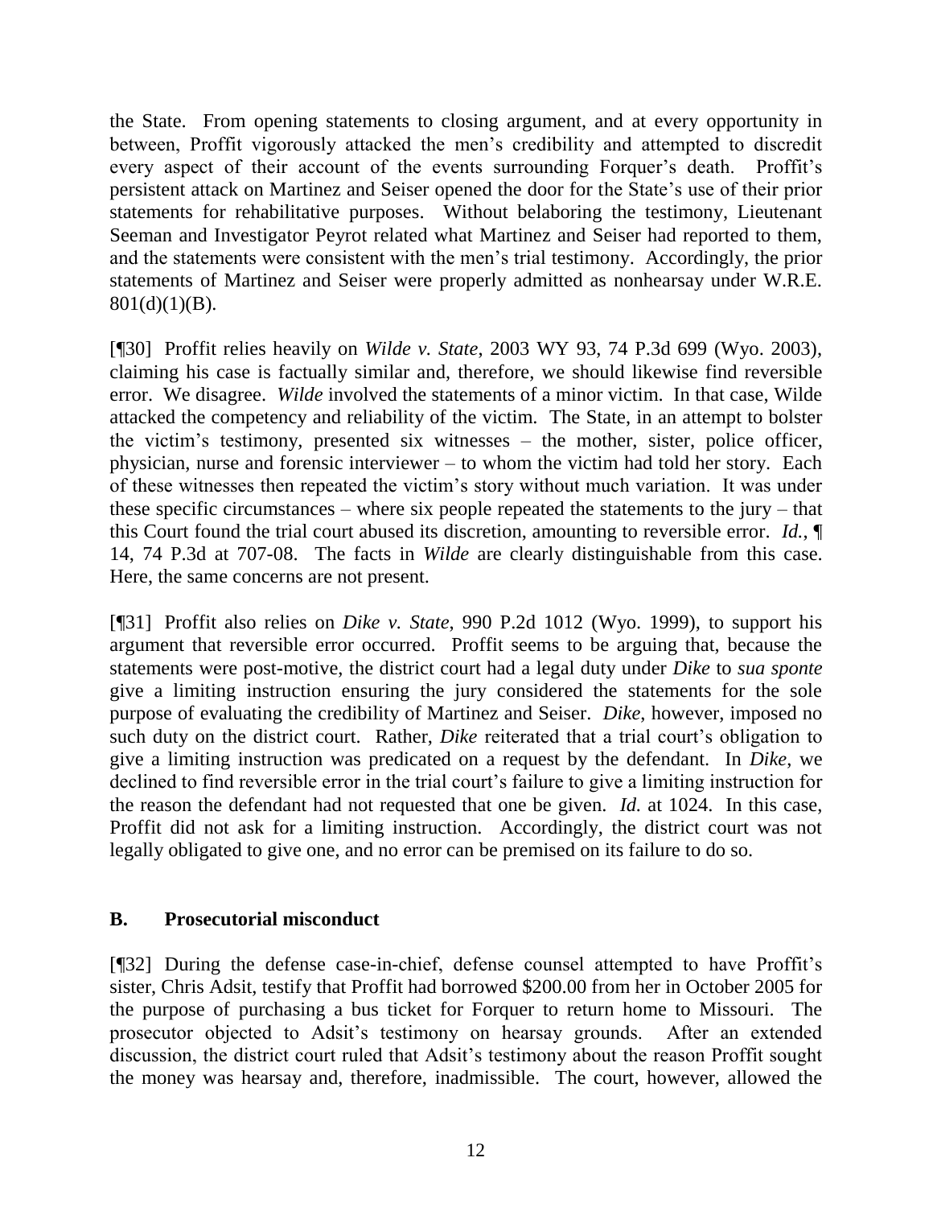the State. From opening statements to closing argument, and at every opportunity in between, Proffit vigorously attacked the men's credibility and attempted to discredit every aspect of their account of the events surrounding Forquer's death. Proffit's persistent attack on Martinez and Seiser opened the door for the State's use of their prior statements for rehabilitative purposes. Without belaboring the testimony, Lieutenant Seeman and Investigator Peyrot related what Martinez and Seiser had reported to them, and the statements were consistent with the men's trial testimony. Accordingly, the prior statements of Martinez and Seiser were properly admitted as nonhearsay under W.R.E. 801(d)(1)(B).

[¶30] Proffit relies heavily on *Wilde v. State*, 2003 WY 93, 74 P.3d 699 (Wyo. 2003), claiming his case is factually similar and, therefore, we should likewise find reversible error. We disagree. *Wilde* involved the statements of a minor victim. In that case, Wilde attacked the competency and reliability of the victim. The State, in an attempt to bolster the victim's testimony, presented six witnesses – the mother, sister, police officer, physician, nurse and forensic interviewer – to whom the victim had told her story. Each of these witnesses then repeated the victim's story without much variation. It was under these specific circumstances – where six people repeated the statements to the jury – that this Court found the trial court abused its discretion, amounting to reversible error. *Id.*, ¶ 14, 74 P.3d at 707-08. The facts in *Wilde* are clearly distinguishable from this case. Here, the same concerns are not present.

[¶31] Proffit also relies on *Dike v. State*, 990 P.2d 1012 (Wyo. 1999), to support his argument that reversible error occurred. Proffit seems to be arguing that, because the statements were post-motive, the district court had a legal duty under *Dike* to *sua sponte* give a limiting instruction ensuring the jury considered the statements for the sole purpose of evaluating the credibility of Martinez and Seiser. *Dike*, however, imposed no such duty on the district court. Rather, *Dike* reiterated that a trial court's obligation to give a limiting instruction was predicated on a request by the defendant. In *Dike*, we declined to find reversible error in the trial court's failure to give a limiting instruction for the reason the defendant had not requested that one be given. *Id.* at 1024. In this case, Proffit did not ask for a limiting instruction. Accordingly, the district court was not legally obligated to give one, and no error can be premised on its failure to do so.

### B. Prosecutorial misconduct

[¶32] During the defense case-in-chief, defense counsel attempted to have Proffit's sister, Chris Adsit, testify that Proffit had borrowed $200.00 from her in October 2005 for the purpose of purchasing a bus ticket for Forquer to return home to Missouri. The prosecutor objected to Adsit's testimony on hearsay grounds. After an extended discussion, the district court ruled that Adsit's testimony about the reason Proffit sought the money was hearsay and, therefore, inadmissible. The court, however, allowed the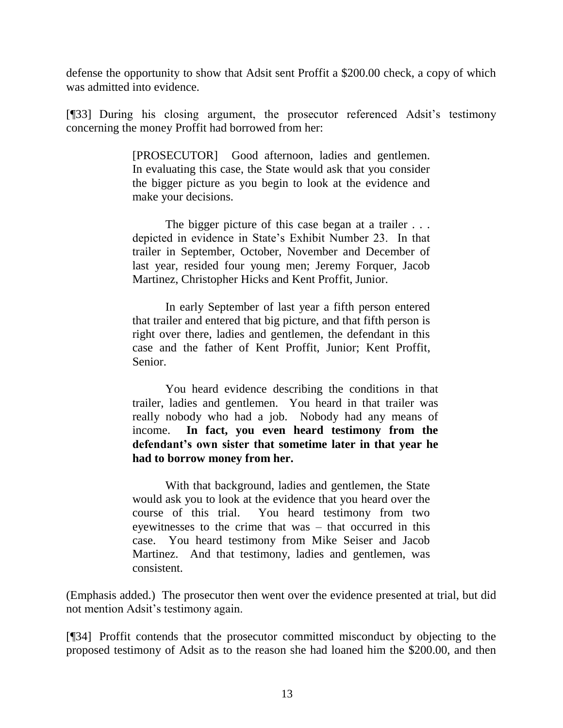defense the opportunity to show that Adsit sent Proffit a $200.00 check, a copy of which was admitted into evidence.

[¶33] During his closing argument, the prosecutor referenced Adsit's testimony concerning the money Proffit had borrowed from her:

> [PROSECUTOR] Good afternoon, ladies and gentlemen. In evaluating this case, the State would ask that you consider the bigger picture as you begin to look at the evidence and make your decisions.
>
> The bigger picture of this case began at a trailer . . . depicted in evidence in State's Exhibit Number 23. In that trailer in September, October, November and December of last year, resided four young men; Jeremy Forquer, Jacob Martinez, Christopher Hicks and Kent Proffit, Junior.
>
> In early September of last year a fifth person entered that trailer and entered that big picture, and that fifth person is right over there, ladies and gentlemen, the defendant in this case and the father of Kent Proffit, Junior; Kent Proffit, Senior.
>
> You heard evidence describing the conditions in that trailer, ladies and gentlemen. You heard in that trailer was really nobody who had a job. Nobody had any means of income. **In fact, you even heard testimony from the defendant's own sister that sometime later in that year he had to borrow money from her.**
>
> With that background, ladies and gentlemen, the State would ask you to look at the evidence that you heard over the course of this trial. You heard testimony from two eyewitnesses to the crime that was – that occurred in this case. You heard testimony from Mike Seiser and Jacob Martinez. And that testimony, ladies and gentlemen, was consistent.

(Emphasis added.) The prosecutor then went over the evidence presented at trial, but did not mention Adsit's testimony again.

[¶34] Proffit contends that the prosecutor committed misconduct by objecting to the proposed testimony of Adsit as to the reason she had loaned him the $200.00, and then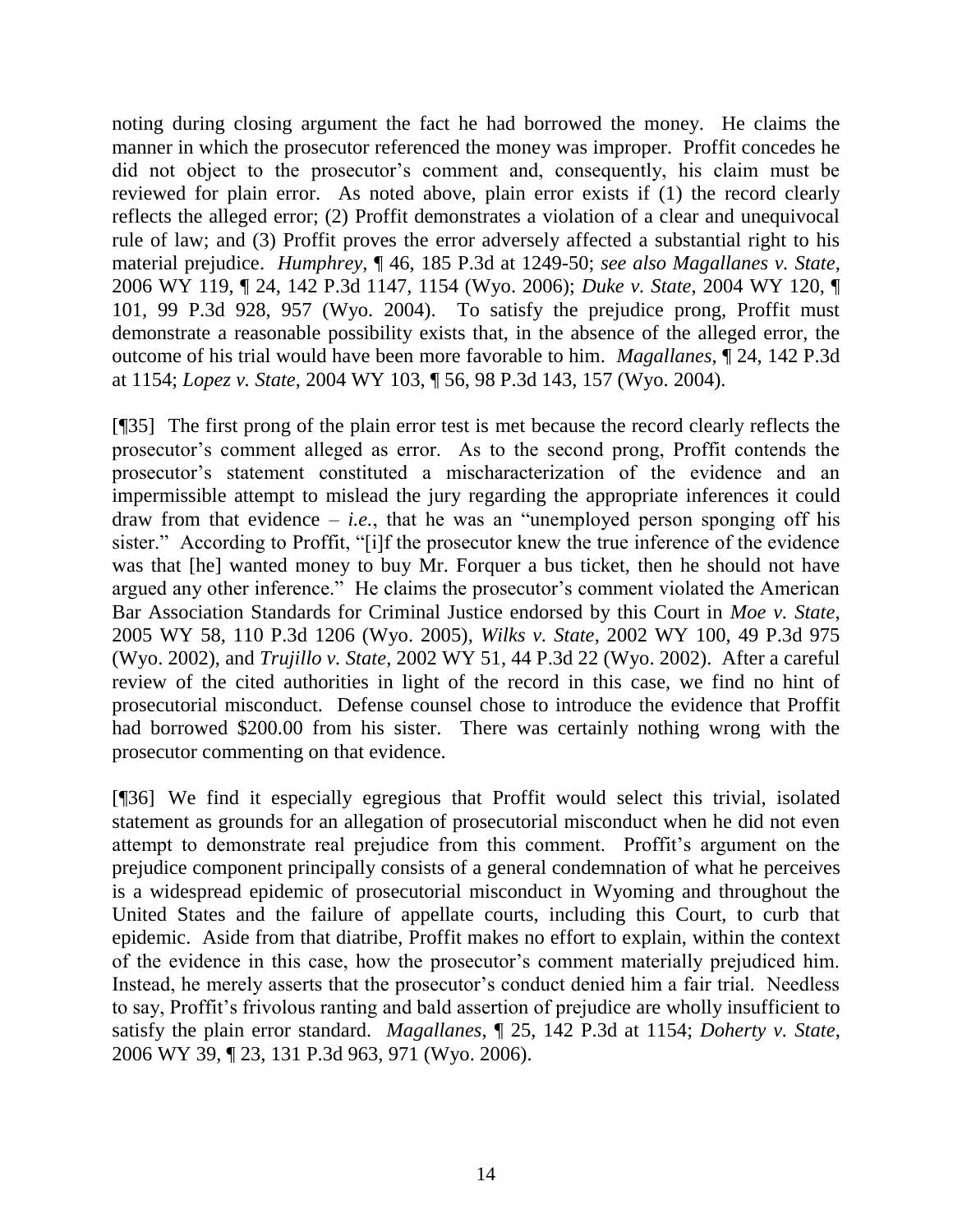noting during closing argument the fact he had borrowed the money. He claims the manner in which the prosecutor referenced the money was improper. Proffit concedes he did not object to the prosecutor's comment and, consequently, his claim must be reviewed for plain error. As noted above, plain error exists if (1) the record clearly reflects the alleged error; (2) Proffit demonstrates a violation of a clear and unequivocal rule of law; and (3) Proffit proves the error adversely affected a substantial right to his material prejudice. *Humphrey*, ¶ 46, 185 P.3d at 1249-50; *see also Magallanes v. State*, 2006 WY 119, ¶ 24, 142 P.3d 1147, 1154 (Wyo. 2006); *Duke v. State*, 2004 WY 120, ¶ 101, 99 P.3d 928, 957 (Wyo. 2004). To satisfy the prejudice prong, Proffit must demonstrate a reasonable possibility exists that, in the absence of the alleged error, the outcome of his trial would have been more favorable to him. *Magallanes*, ¶ 24, 142 P.3d at 1154; *Lopez v. State*, 2004 WY 103, ¶ 56, 98 P.3d 143, 157 (Wyo. 2004).

[¶35] The first prong of the plain error test is met because the record clearly reflects the prosecutor's comment alleged as error. As to the second prong, Proffit contends the prosecutor's statement constituted a mischaracterization of the evidence and an impermissible attempt to mislead the jury regarding the appropriate inferences it could draw from that evidence – *i.e.*, that he was an "unemployed person sponging off his sister." According to Proffit, "[i]f the prosecutor knew the true inference of the evidence was that [he] wanted money to buy Mr. Forquer a bus ticket, then he should not have argued any other inference." He claims the prosecutor's comment violated the American Bar Association Standards for Criminal Justice endorsed by this Court in *Moe v. State*, 2005 WY 58, 110 P.3d 1206 (Wyo. 2005), *Wilks v. State*, 2002 WY 100, 49 P.3d 975 (Wyo. 2002), and *Trujillo v. State*, 2002 WY 51, 44 P.3d 22 (Wyo. 2002). After a careful review of the cited authorities in light of the record in this case, we find no hint of prosecutorial misconduct. Defense counsel chose to introduce the evidence that Proffit had borrowed $200.00 from his sister. There was certainly nothing wrong with the prosecutor commenting on that evidence.

[¶36] We find it especially egregious that Proffit would select this trivial, isolated statement as grounds for an allegation of prosecutorial misconduct when he did not even attempt to demonstrate real prejudice from this comment. Proffit's argument on the prejudice component principally consists of a general condemnation of what he perceives is a widespread epidemic of prosecutorial misconduct in Wyoming and throughout the United States and the failure of appellate courts, including this Court, to curb that epidemic. Aside from that diatribe, Proffit makes no effort to explain, within the context of the evidence in this case, how the prosecutor's comment materially prejudiced him. Instead, he merely asserts that the prosecutor's conduct denied him a fair trial. Needless to say, Proffit's frivolous ranting and bald assertion of prejudice are wholly insufficient to satisfy the plain error standard. *Magallanes*, ¶ 25, 142 P.3d at 1154; *Doherty v. State*, 2006 WY 39, ¶ 23, 131 P.3d 963, 971 (Wyo. 2006).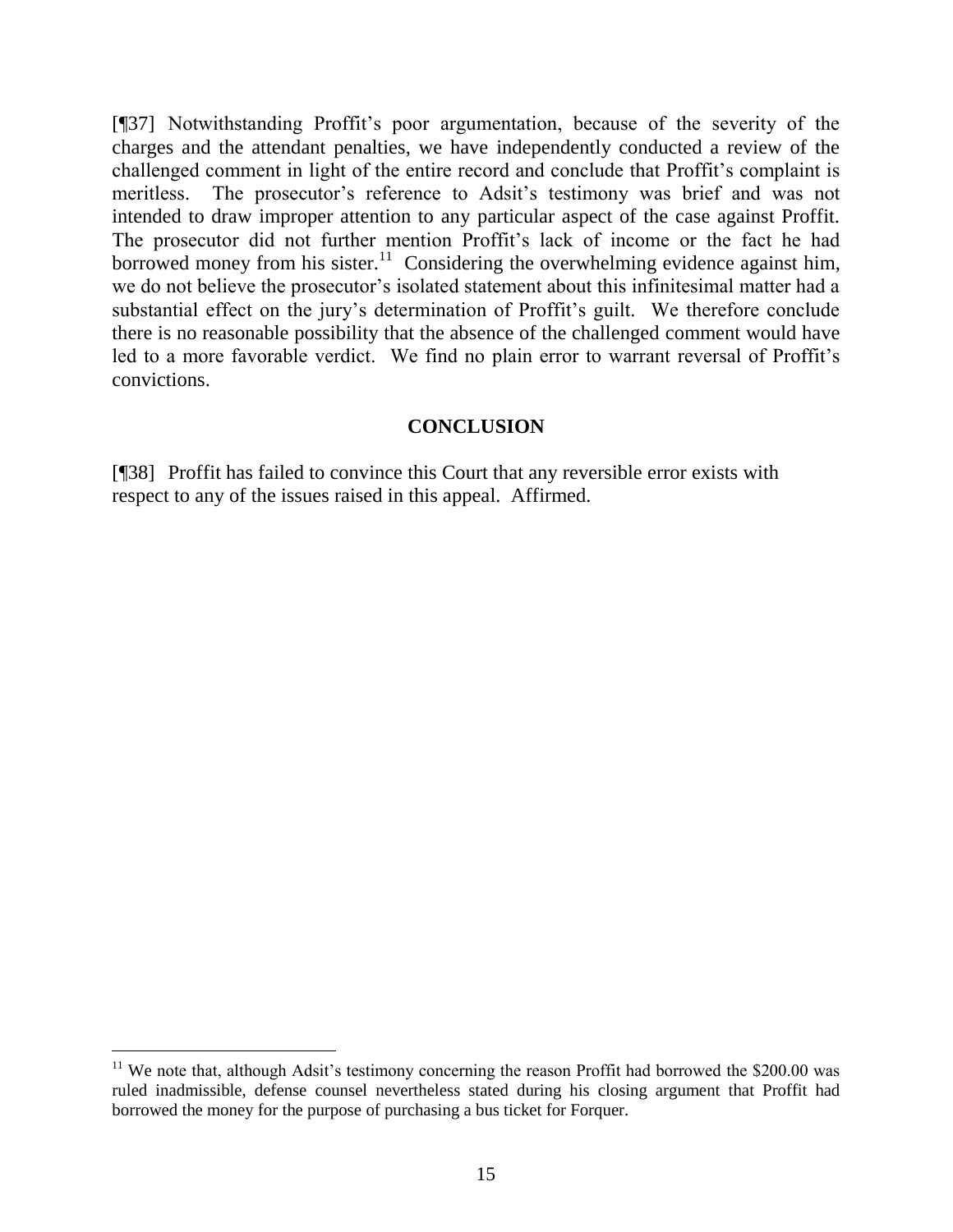[¶37] Notwithstanding Proffit's poor argumentation, because of the severity of the charges and the attendant penalties, we have independently conducted a review of the challenged comment in light of the entire record and conclude that Proffit's complaint is meritless. The prosecutor's reference to Adsit's testimony was brief and was not intended to draw improper attention to any particular aspect of the case against Proffit. The prosecutor did not further mention Proffit's lack of income or the fact he had borrowed money from his sister.[11] Considering the overwhelming evidence against him, we do not believe the prosecutor's isolated statement about this infinitesimal matter had a substantial effect on the jury's determination of Proffit's guilt. We therefore conclude there is no reasonable possibility that the absence of the challenged comment would have led to a more favorable verdict. We find no plain error to warrant reversal of Proffit's convictions.

## CONCLUSION

[¶38] Proffit has failed to convince this Court that any reversible error exists with respect to any of the issues raised in this appeal. Affirmed.

---

[11] We note that, although Adsit's testimony concerning the reason Proffit had borrowed the $200.00 was ruled inadmissible, defense counsel nevertheless stated during his closing argument that Proffit had borrowed the money for the purpose of purchasing a bus ticket for Forquer.